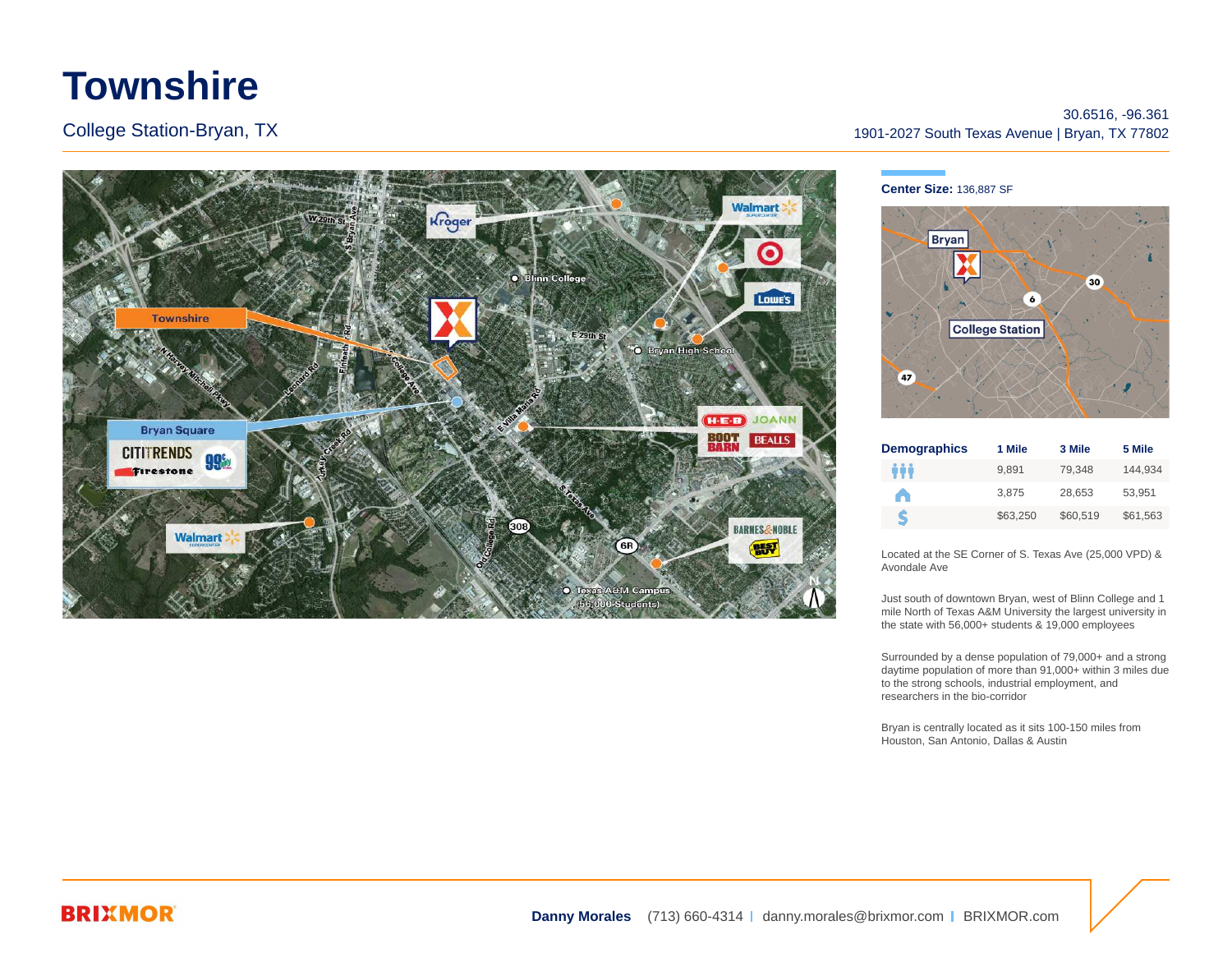# Townshire

College Station-Bryan, TX

30.6516, -96.361
1901-2027 South Texas Avenue | Bryan, TX 77802

**Center Size:** 136,887 SF

| Demographics | 1 Mile | 3 Mile | 5 Mile |
|---|---|---|---|
| Population | 9,891 | 79,348 | 144,934 |
| Households | 3,875 | 28,653 | 53,951 |
| Income | $63,250 | $60,519 | $61,563 |

Located at the SE Corner of S. Texas Ave (25,000 VPD) & Avondale Ave

Just south of downtown Bryan, west of Blinn College and 1 mile North of Texas A&M University the largest university in the state with 56,000+ students & 19,000 employees

Surrounded by a dense population of 79,000+ and a strong daytime population of more than 91,000+ within 3 miles due to the strong schools, industrial employment, and researchers in the bio-corridor

Bryan is centrally located as it sits 100-150 miles from Houston, San Antonio, Dallas & Austin

**Danny Morales** (713) 660-4314 | danny.morales@brixmor.com | BRIXMOR.com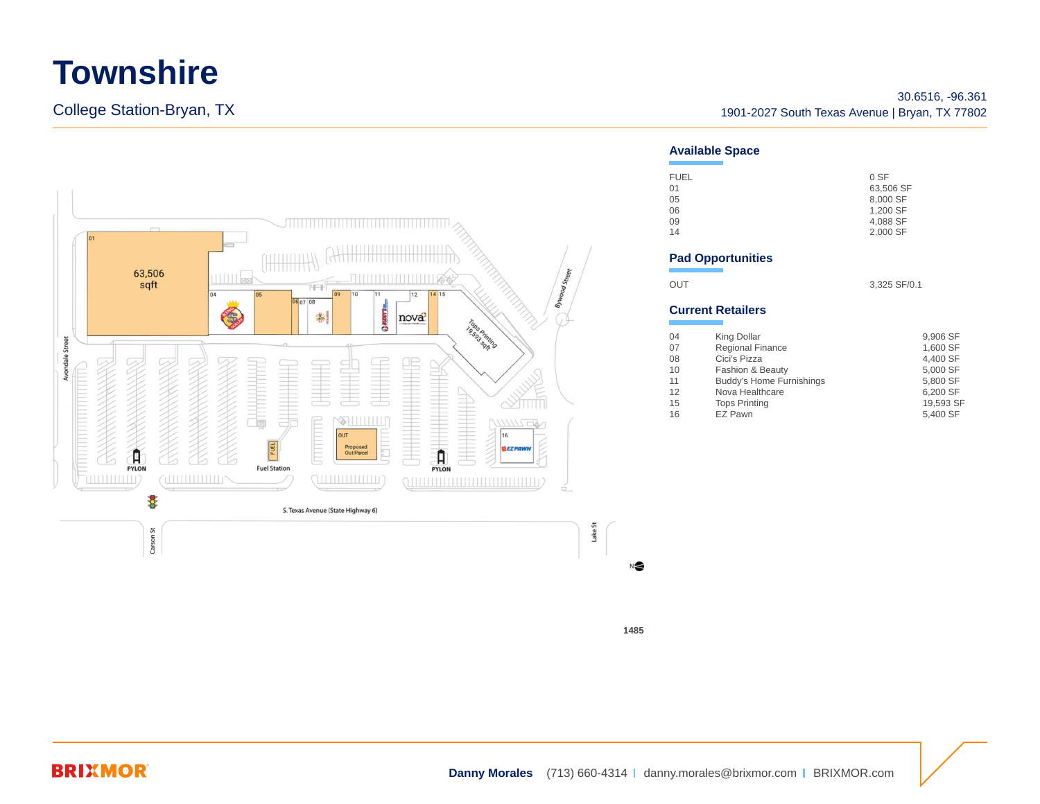# Townshire

College Station-Bryan, TX

30.6516, -96.361
1901-2027 South Texas Avenue | Bryan, TX 77802

01
63,506 sqft
04
05
06
07
08
09
10
11
12
14
15
Tops Printing 19,593 sqft
OUT
Proposed Out Parcel
16
FUEL
PYLON
Fuel Station
PYLON
Avondale Street
Bywood Street
S. Texas Avenue (State Highway 6)
Carson St
Lake St
N

## Available Space

| | |
|---|---|
| FUEL | 0 SF |
| 01 | 63,506 SF |
| 05 | 8,000 SF |
| 06 | 1,200 SF |
| 09 | 4,088 SF |
| 14 | 2,000 SF |

## Pad Opportunities

| | |
|---|---|
| OUT | 3,325 SF/0.1 |

## Current Retailers

| | | |
|---|---|---|
| 04 | King Dollar | 9,906 SF |
| 07 | Regional Finance | 1,600 SF |
| 08 | Cici's Pizza | 4,400 SF |
| 10 | Fashion & Beauty | 5,000 SF |
| 11 | Buddy's Home Furnishings | 5,800 SF |
| 12 | Nova Healthcare | 6,200 SF |
| 15 | Tops Printing | 19,593 SF |
| 16 | EZ Pawn | 5,400 SF |

1485

BRIXMOR

**Danny Morales** (713) 660-4314 | danny.morales@brixmor.com | BRIXMOR.com